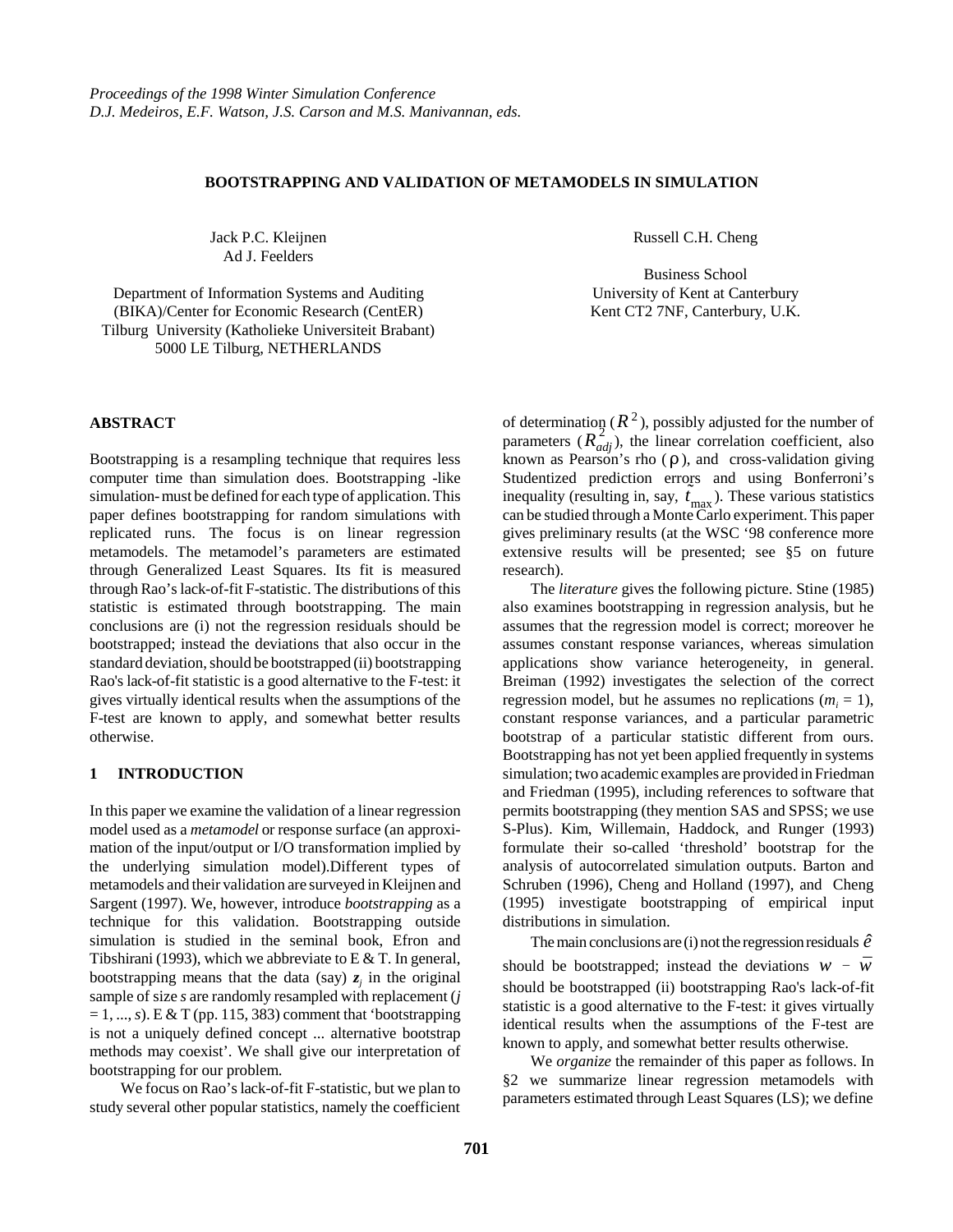*Proceedings of the 1998 Winter Simulation Conference*
*D.J. Medeiros, E.F. Watson, J.S. Carson and M.S. Manivannan, eds.*

# BOOTSTRAPPING AND VALIDATION OF METAMODELS IN SIMULATION

Jack P.C. Kleijnen
Ad J. Feelders

Department of Information Systems and Auditing
(BIKA)/Center for Economic Research (CentER)
Tilburg University (Katholieke Universiteit Brabant)
5000 LE Tilburg, NETHERLANDS

Russell C.H. Cheng

Business School
University of Kent at Canterbury
Kent CT2 7NF, Canterbury, U.K.

## ABSTRACT

Bootstrapping is a resampling technique that requires less computer time than simulation does. Bootstrapping -like simulation- must be defined for each type of application. This paper defines bootstrapping for random simulations with replicated runs. The focus is on linear regression metamodels. The metamodel's parameters are estimated through Generalized Least Squares. Its fit is measured through Rao's lack-of-fit F-statistic. The distributions of this statistic is estimated through bootstrapping. The main conclusions are (i) not the regression residuals should be bootstrapped; instead the deviations that also occur in the standard deviation, should be bootstrapped (ii) bootstrapping Rao's lack-of-fit statistic is a good alternative to the F-test: it gives virtually identical results when the assumptions of the F-test are known to apply, and somewhat better results otherwise.

## 1 INTRODUCTION

In this paper we examine the validation of a linear regression model used as a *metamodel* or response surface (an approximation of the input/output or I/O transformation implied by the underlying simulation model).Different types of metamodels and their validation are surveyed in Kleijnen and Sargent (1997). We, however, introduce *bootstrapping* as a technique for this validation. Bootstrapping outside simulation is studied in the seminal book, Efron and Tibshirani (1993), which we abbreviate to E & T. In general, bootstrapping means that the data (say) $\mathbf{z}_j$ in the original sample of size $s$ are randomly resampled with replacement ($j = 1, ..., s$). E & T (pp. 115, 383) comment that 'bootstrapping is not a uniquely defined concept ... alternative bootstrap methods may coexist'. We shall give our interpretation of bootstrapping for our problem.

We focus on Rao's lack-of-fit F-statistic, but we plan to study several other popular statistics, namely the coefficient of determination ($R^2$), possibly adjusted for the number of parameters ($R^2_{adj}$), the linear correlation coefficient, also known as Pearson's rho ($\rho$), and cross-validation giving Studentized prediction errors and using Bonferroni's inequality (resulting in, say, $\tilde{t}_{\max}$). These various statistics can be studied through a Monte Carlo experiment. This paper gives preliminary results (at the WSC '98 conference more extensive results will be presented; see §5 on future research).

The *literature* gives the following picture. Stine (1985) also examines bootstrapping in regression analysis, but he assumes that the regression model is correct; moreover he assumes constant response variances, whereas simulation applications show variance heterogeneity, in general. Breiman (1992) investigates the selection of the correct regression model, but he assumes no replications ($m_i = 1$), constant response variances, and a particular parametric bootstrap of a particular statistic different from ours. Bootstrapping has not yet been applied frequently in systems simulation; two academic examples are provided in Friedman and Friedman (1995), including references to software that permits bootstrapping (they mention SAS and SPSS; we use S-Plus). Kim, Willemain, Haddock, and Runger (1993) formulate their so-called 'threshold' bootstrap for the analysis of autocorrelated simulation outputs. Barton and Schruben (1996), Cheng and Holland (1997), and Cheng (1995) investigate bootstrapping of empirical input distributions in simulation.

The main conclusions are (i) not the regression residuals $\hat{e}$ should be bootstrapped; instead the deviations $w - \bar{w}$ should be bootstrapped (ii) bootstrapping Rao's lack-of-fit statistic is a good alternative to the F-test: it gives virtually identical results when the assumptions of the F-test are known to apply, and somewhat better results otherwise.

We *organize* the remainder of this paper as follows. In §2 we summarize linear regression metamodels with parameters estimated through Least Squares (LS); we define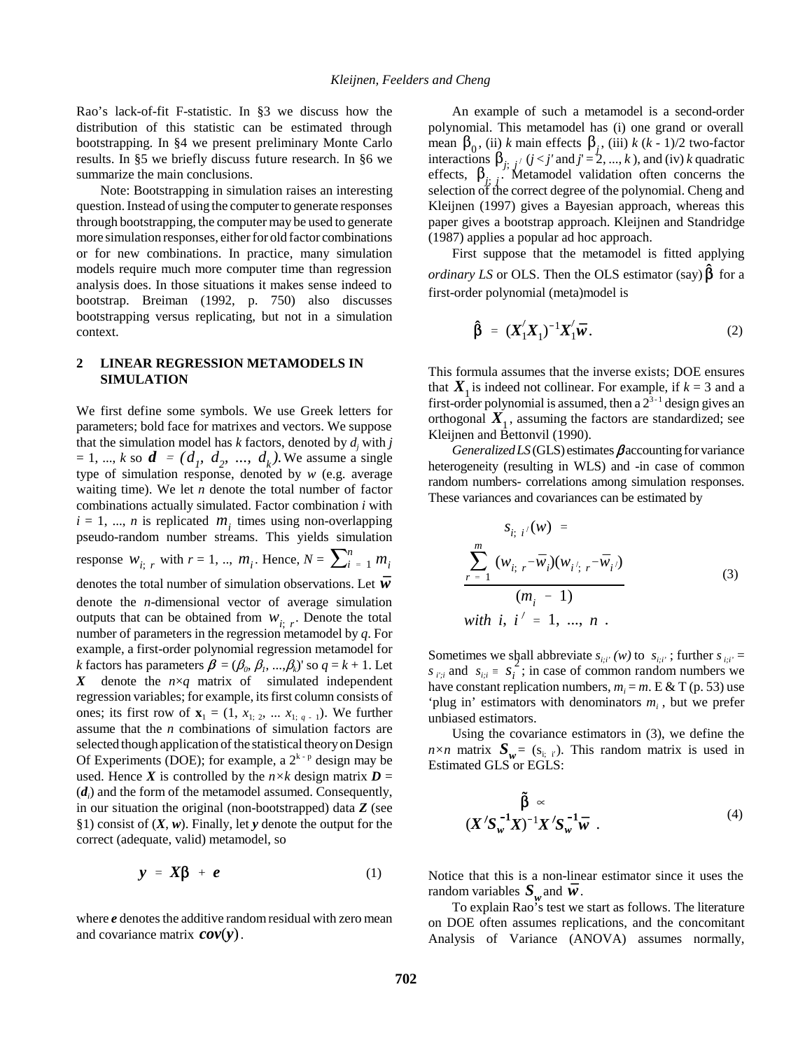Rao's lack-of-fit F-statistic. In §3 we discuss how the distribution of this statistic can be estimated through bootstrapping. In §4 we present preliminary Monte Carlo results. In §5 we briefly discuss future research. In §6 we summarize the main conclusions.

Note: Bootstrapping in simulation raises an interesting question. Instead of using the computer to generate responses through bootstrapping, the computer may be used to generate more simulation responses, either for old factor combinations or for new combinations. In practice, many simulation models require much more computer time than regression analysis does. In those situations it makes sense indeed to bootstrap. Breiman (1992, p. 750) also discusses bootstrapping versus replicating, but not in a simulation context.

## 2 LINEAR REGRESSION METAMODELS IN SIMULATION

We first define some symbols. We use Greek letters for parameters; bold face for matrixes and vectors. We suppose that the simulation model has $k$ factors, denoted by $d_j$ with $j = 1, ..., k$ so $\boldsymbol{d} = (d_1, d_2, ..., d_k)$. We assume a single type of simulation response, denoted by $w$ (e.g. average waiting time). We let $n$ denote the total number of factor combinations actually simulated. Factor combination $i$ with $i = 1, ..., n$ is replicated $m_i$ times using non-overlapping pseudo-random number streams. This yields simulation response $w_{i;\,r}$ with $r = 1, .., m_i$. Hence, $N = \sum_{i=1}^{n} m_i$ denotes the total number of simulation observations. Let $\bar{\boldsymbol{w}}$ denote the $n$-dimensional vector of average simulation outputs that can be obtained from $w_{i;\,r}$. Denote the total number of parameters in the regression metamodel by $q$. For example, a first-order polynomial regression metamodel for $k$ factors has parameters $\boldsymbol{\beta} = (\beta_0, \beta_1, ..., \beta_k)'$ so $q = k + 1$. Let $\boldsymbol{X}$ denote the $n \times q$ matrix of simulated independent regression variables; for example, its first column consists of ones; its first row of $\mathbf{x}_1 = (1, x_{1;\,2}, ...\, x_{1;\,q-1})$. We further assume that the $n$ combinations of simulation factors are selected though application of the statistical theory on Design Of Experiments (DOE); for example, a $2^{k-p}$ design may be used. Hence $\boldsymbol{X}$ is controlled by the $n \times k$ design matrix $\boldsymbol{D} = (\boldsymbol{d}_i)$ and the form of the metamodel assumed. Consequently, in our situation the original (non-bootstrapped) data $\boldsymbol{Z}$ (see §1) consist of $(\boldsymbol{X}, \boldsymbol{w})$. Finally, let $\boldsymbol{y}$ denote the output for the correct (adequate, valid) metamodel, so

$$\boldsymbol{y} = \boldsymbol{X}\boldsymbol{\beta} + \boldsymbol{e} \tag{1}$$

where $\boldsymbol{e}$ denotes the additive random residual with zero mean and covariance matrix $\boldsymbol{cov}(\boldsymbol{y})$.

An example of such a metamodel is a second-order polynomial. This metamodel has (i) one grand or overall mean $\beta_0$, (ii) $k$ main effects $\beta_j$, (iii) $k(k-1)/2$ two-factor interactions $\beta_{j;\,j'}$ ($j < j'$ and $j' = 2, ..., k$), and (iv) $k$ quadratic effects, $\beta_{j;\,j}$. Metamodel validation often concerns the selection of the correct degree of the polynomial. Cheng and Kleijnen (1997) gives a Bayesian approach, whereas this paper gives a bootstrap approach. Kleijnen and Standridge (1987) applies a popular ad hoc approach.

First suppose that the metamodel is fitted applying *ordinary LS* or OLS. Then the OLS estimator (say) $\hat{\boldsymbol{\beta}}$ for a first-order polynomial (meta)model is

$$\hat{\boldsymbol{\beta}} = (\boldsymbol{X}_1'\boldsymbol{X}_1)^{-1}\boldsymbol{X}_1'\bar{\boldsymbol{w}}. \tag{2}$$

This formula assumes that the inverse exists; DOE ensures that $\boldsymbol{X}_1$ is indeed not collinear. For example, if $k = 3$ and a first-order polynomial is assumed, then a $2^{3-1}$ design gives an orthogonal $\boldsymbol{X}_1$, assuming the factors are standardized; see Kleijnen and Bettonvil (1990).

*Generalized LS* (GLS) estimates $\boldsymbol{\beta}$ accounting for variance heterogeneity (resulting in WLS) and -in case of common random numbers- correlations among simulation responses. These variances and covariances can be estimated by

$$s_{i;\,i'}(w) = \frac{\sum_{r=1}^{m} (w_{i;\,r} - \bar{w}_i)(w_{i';\,r} - \bar{w}_{i'})}{(m_i - 1)} \tag{3}$$
$$\text{with } i,\, i' = 1, ..., n\ .$$

Sometimes we shall abbreviate $s_{i;i'}(w)$ to $s_{i;i'}$; further $s_{i;i'} = s_{i';i}$ and $s_{i;i} \equiv s_i^2$; in case of common random numbers we have constant replication numbers, $m_i = m$. E & T (p. 53) use 'plug in' estimators with denominators $m_i$, but we prefer unbiased estimators.

Using the covariance estimators in (3), we define the $n \times n$ matrix $\boldsymbol{S_w} = (s_{i;\,i'})$. This random matrix is used in Estimated GLS or EGLS:

$$\tilde{\boldsymbol{\beta}} \propto (\boldsymbol{X}'\boldsymbol{S}_{\boldsymbol{w}}^{-1}\boldsymbol{X})^{-1}\boldsymbol{X}'\boldsymbol{S}_{\boldsymbol{w}}^{-1}\bar{\boldsymbol{w}}\ . \tag{4}$$

Notice that this is a non-linear estimator since it uses the random variables $\boldsymbol{S_w}$ and $\bar{\boldsymbol{w}}$.

To explain Rao's test we start as follows. The literature on DOE often assumes replications, and the concomitant Analysis of Variance (ANOVA) assumes normally,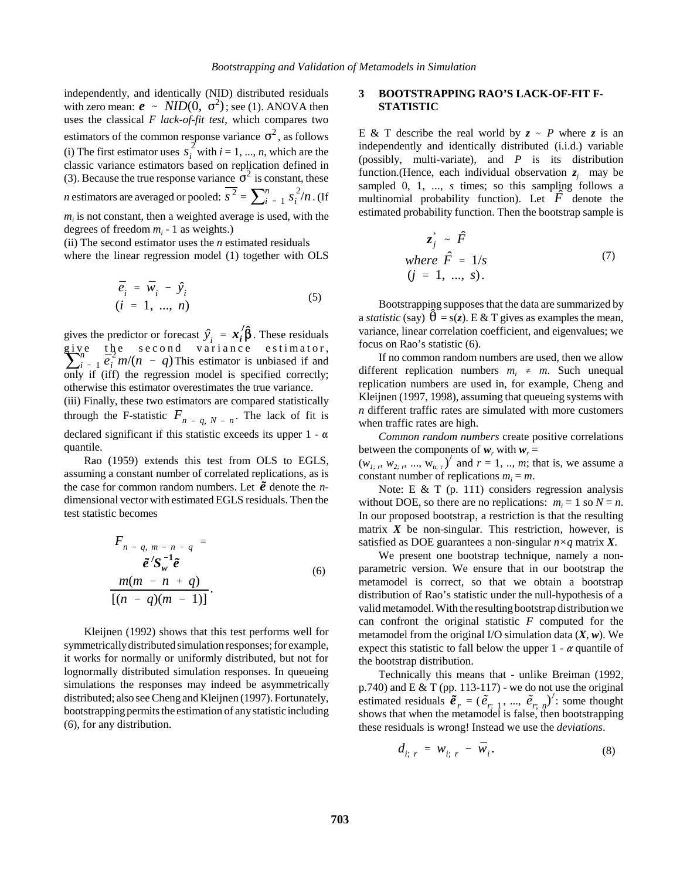independently, and identically (NID) distributed residuals with zero mean: $\boldsymbol{e} \sim NID(0, \sigma^2)$; see (1). ANOVA then uses the classical *F lack-of-fit test*, which compares two estimators of the common response variance $\sigma^2$, as follows (i) The first estimator uses $s_i^2$ with $i = 1, ..., n$, which are the classic variance estimators based on replication defined in (3). Because the true response variance $\sigma^2$ is constant, these $n$ estimators are averaged or pooled: $\overline{s^2} = \sum_{i=1}^{n} s_i^2/n$. (If $m_i$ is not constant, then a weighted average is used, with the degrees of freedom $m_i$ - 1 as weights.)

(ii) The second estimator uses the $n$ estimated residuals

$$\bar{e}_i = \bar{w}_i - \hat{y}_i \quad (i = 1, ..., n) \tag{5}$$

where the linear regression model (1) together with OLS gives the predictor or forecast $\hat{y}_i = \boldsymbol{x}_i'\hat{\beta}$. These residuals give the second variance estimator, $\sum_{i=1}^{n} \bar{e}_i^2 m/(n - q)$ This estimator is unbiased if and only if (iff) the regression model is specified correctly; otherwise this estimator overestimates the true variance.

(iii) Finally, these two estimators are compared statistically through the F-statistic $F_{n-q, N-n}$. The lack of fit is declared significant if this statistic exceeds its upper 1 - α quantile.

Rao (1959) extends this test from OLS to EGLS, assuming a constant number of correlated replications, as is the case for common random numbers. Let $\tilde{\boldsymbol{e}}$ denote the $n$-dimensional vector with estimated EGLS residuals. Then the test statistic becomes

$$F_{n-q, m-n+q} = \frac{\tilde{\boldsymbol{e}}' \boldsymbol{S}_w^{-1} \tilde{\boldsymbol{e}} \, m(m - n + q)}{[(n - q)(m - 1)]}. \tag{6}$$

Kleijnen (1992) shows that this test performs well for symmetrically distributed simulation responses; for example, it works for normally or uniformly distributed, but not for lognormally distributed simulation responses. In queueing simulations the responses may indeed be asymmetrically distributed; also see Cheng and Kleijnen (1997). Fortunately, bootstrapping permits the estimation of any statistic including (6), for any distribution.

## 3 BOOTSTRAPPING RAO'S LACK-OF-FIT F-STATISTIC

E & T describe the real world by $\boldsymbol{z} \sim P$ where $\boldsymbol{z}$ is an independently and identically distributed (i.i.d.) variable (possibly, multi-variate), and $P$ is its distribution function.(Hence, each individual observation $\boldsymbol{z}_j$ may be sampled 0, 1, ..., $s$ times; so this sampling follows a multinomial probability function). Let $\hat{F}$ denote the estimated probability function. Then the bootstrap sample is

$$\boldsymbol{z}_j^* \sim \hat{F} \quad \text{where } \hat{F} = 1/s \quad (j = 1, ..., s). \tag{7}$$

Bootstrapping supposes that the data are summarized by a *statistic* (say) $\hat{\theta} = s(\boldsymbol{z})$. E & T gives as examples the mean, variance, linear correlation coefficient, and eigenvalues; we focus on Rao's statistic (6).

If no common random numbers are used, then we allow different replication numbers $m_i \neq m$. Such unequal replication numbers are used in, for example, Cheng and Kleijnen (1997, 1998), assuming that queueing systems with $n$ different traffic rates are simulated with more customers when traffic rates are high.

*Common random numbers* create positive correlations between the components of $\boldsymbol{w}_r$ with $\boldsymbol{w}_r = (w_{1;r}, w_{2;r}, ..., w_{n;r})'$ and $r = 1, .., m$; that is, we assume a constant number of replications $m_i = m$.

Note: E & T (p. 111) considers regression analysis without DOE, so there are no replications: $m_i = 1$ so $N = n$. In our proposed bootstrap, a restriction is that the resulting matrix $\boldsymbol{X}$ be non-singular. This restriction, however, is satisfied as DOE guarantees a non-singular $n \times q$ matrix $\boldsymbol{X}$.

We present one bootstrap technique, namely a non-parametric version. We ensure that in our bootstrap the metamodel is correct, so that we obtain a bootstrap distribution of Rao's statistic under the null-hypothesis of a valid metamodel. With the resulting bootstrap distribution we can confront the original statistic $F$ computed for the metamodel from the original I/O simulation data ($\boldsymbol{X}$, $\boldsymbol{w}$). We expect this statistic to fall below the upper 1 - $\alpha$ quantile of the bootstrap distribution.

Technically this means that - unlike Breiman (1992, p.740) and E & T (pp. 113-117) - we do not use the original estimated residuals $\tilde{\boldsymbol{e}}_r = (\tilde{e}_{r;1}, ..., \tilde{e}_{r;n})'$: some thought shows that when the metamodel is false, then bootstrapping these residuals is wrong! Instead we use the *deviations*.

$$d_{i;r} = w_{i;r} - \bar{w}_i. \tag{8}$$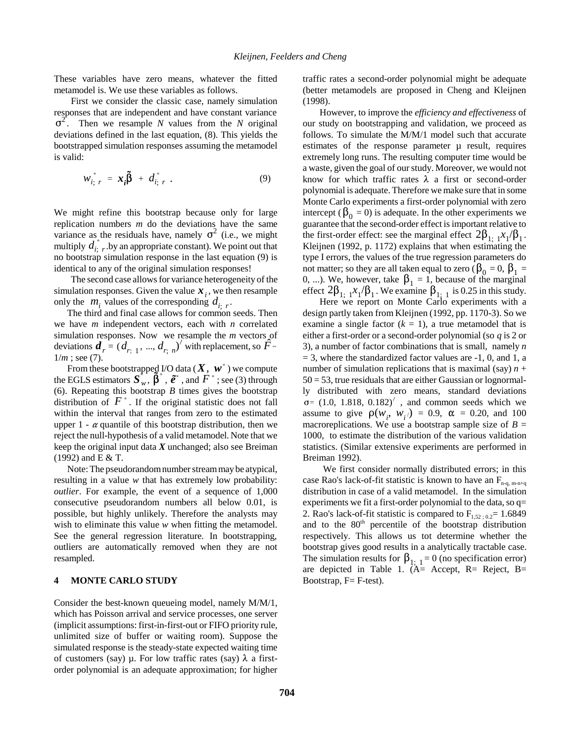These variables have zero means, whatever the fitted metamodel is. We use these variables as follows.

First we consider the classic case, namely simulation responses that are independent and have constant variance $\sigma^2$. Then we resample $N$ values from the $N$ original deviations defined in the last equation, (8). This yields the bootstrapped simulation responses assuming the metamodel is valid:

$$w^*_{i;\,r} = \boldsymbol{x_i}\tilde{\boldsymbol{\beta}} + d^*_{i;\,r} \ . \tag{9}$$

We might refine this bootstrap because only for large replication numbers $m$ do the deviations have the same variance as the residuals have, namely $\sigma^2$ (i.e., we might multiply $d^*_{i;\,r}$ by an appropriate constant). We point out that no bootstrap simulation response in the last equation (9) is identical to any of the original simulation responses!

The second case allows for variance heterogeneity of the simulation responses. Given the value $\boldsymbol{x}_i$, we then resample only the $m_i$ values of the corresponding $d_{i;\,r}$.

The third and final case allows for common seeds. Then we have $m$ independent vectors, each with $n$ correlated simulation responses. Now we resample the $m$ vectors of deviations $\boldsymbol{d}_r = (d_{r;\,1}, ..., d_{r;\,n})'$ with replacement, so $\hat{F} \sim 1/m$ ; see (7).

From these bootstrapped I/O data ($\boldsymbol{X}, \boldsymbol{w}^*$) we compute the EGLS estimators $\boldsymbol{S}^*_w$, $\tilde{\boldsymbol{\beta}}^*$, $\tilde{\boldsymbol{e}}^*$, and $F^*$ ; see (3) through (6). Repeating this bootstrap $B$ times gives the bootstrap distribution of $F^*$. If the original statistic does not fall within the interval that ranges from zero to the estimated upper 1 - $\alpha$ quantile of this bootstrap distribution, then we reject the null-hypothesis of a valid metamodel. Note that we keep the original input data $\boldsymbol{X}$ unchanged; also see Breiman (1992) and E & T.

Note: The pseudorandom number stream may be atypical, resulting in a value $w$ that has extremely low probability: *outlier*. For example, the event of a sequence of 1,000 consecutive pseudorandom numbers all below 0.01, is possible, but highly unlikely. Therefore the analysts may wish to eliminate this value $w$ when fitting the metamodel. See the general regression literature. In bootstrapping, outliers are automatically removed when they are not resampled.

## 4 MONTE CARLO STUDY

Consider the best-known queueing model, namely M/M/1, which has Poisson arrival and service processes, one server (implicit assumptions: first-in-first-out or FIFO priority rule, unlimited size of buffer or waiting room). Suppose the simulated response is the steady-state expected waiting time of customers (say) $\mu$. For low traffic rates (say) $\lambda$ a first-order polynomial is an adequate approximation; for higher traffic rates a second-order polynomial might be adequate (better metamodels are proposed in Cheng and Kleijnen (1998).

However, to improve the *efficiency and effectiveness* of our study on bootstrapping and validation, we proceed as follows. To simulate the M/M/1 model such that accurate estimates of the response parameter $\mu$ result, requires extremely long runs. The resulting computer time would be a waste, given the goal of our study. Moreover, we would not know for which traffic rates $\lambda$ a first or second-order polynomial is adequate. Therefore we make sure that in some Monte Carlo experiments a first-order polynomial with zero intercept ($\beta_0 = 0$) is adequate. In the other experiments we guarantee that the second-order effect is important relative to the first-order effect: see the marginal effect $2\beta_{1;\,1}x_1/\beta_1$. Kleijnen (1992, p. 1172) explains that when estimating the type I errors, the values of the true regression parameters do not matter; so they are all taken equal to zero ($\beta_0 = 0$, $\beta_1 = 0$, ...). We, however, take $\beta_1 = 1$, because of the marginal effect $2\beta_{1;\,1}x_1/\beta_1$. We examine $\beta_{1;\,1}$ is 0.25 in this study.

Here we report on Monte Carlo experiments with a design partly taken from Kleijnen (1992, pp. 1170-3). So we examine a single factor ($k = 1$), a true metamodel that is either a first-order or a second-order polynomial (so $q$ is 2 or 3), a number of factor combinations that is small, namely $n = 3$, where the standardized factor values are -1, 0, and 1, a number of simulation replications that is maximal (say) $n + 50 = 53$, true residuals that are either Gaussian or lognormally distributed with zero means, standard deviations $\sigma = (1.0,\ 1.818,\ 0.182)'$, and common seeds which we assume to give $\rho(w_i, w_{i'}) = 0.9$, $\alpha = 0.20$, and 100 macroreplications. We use a bootstrap sample size of $B = 1000$, to estimate the distribution of the various validation statistics. (Similar extensive experiments are performed in Breiman 1992).

We first consider normally distributed errors; in this case Rao's lack-of-fit statistic is known to have an $F_{n-q,\, m-n+q}$ distribution in case of a valid metamodel. In the simulation experiments we fit a first-order polynomial to the data, so q= 2. Rao's lack-of-fit statistic is compared to $F_{1,52\,;\,0.2} = 1.6849$ and to the 80[th] percentile of the bootstrap distribution respectively. This allows us tot determine whether the bootstrap gives good results in a analytically tractable case. The simulation results for $\beta_{1;\,1} = 0$ (no specification error) are depicted in Table 1. (A= Accept, R= Reject, B= Bootstrap, F= F-test).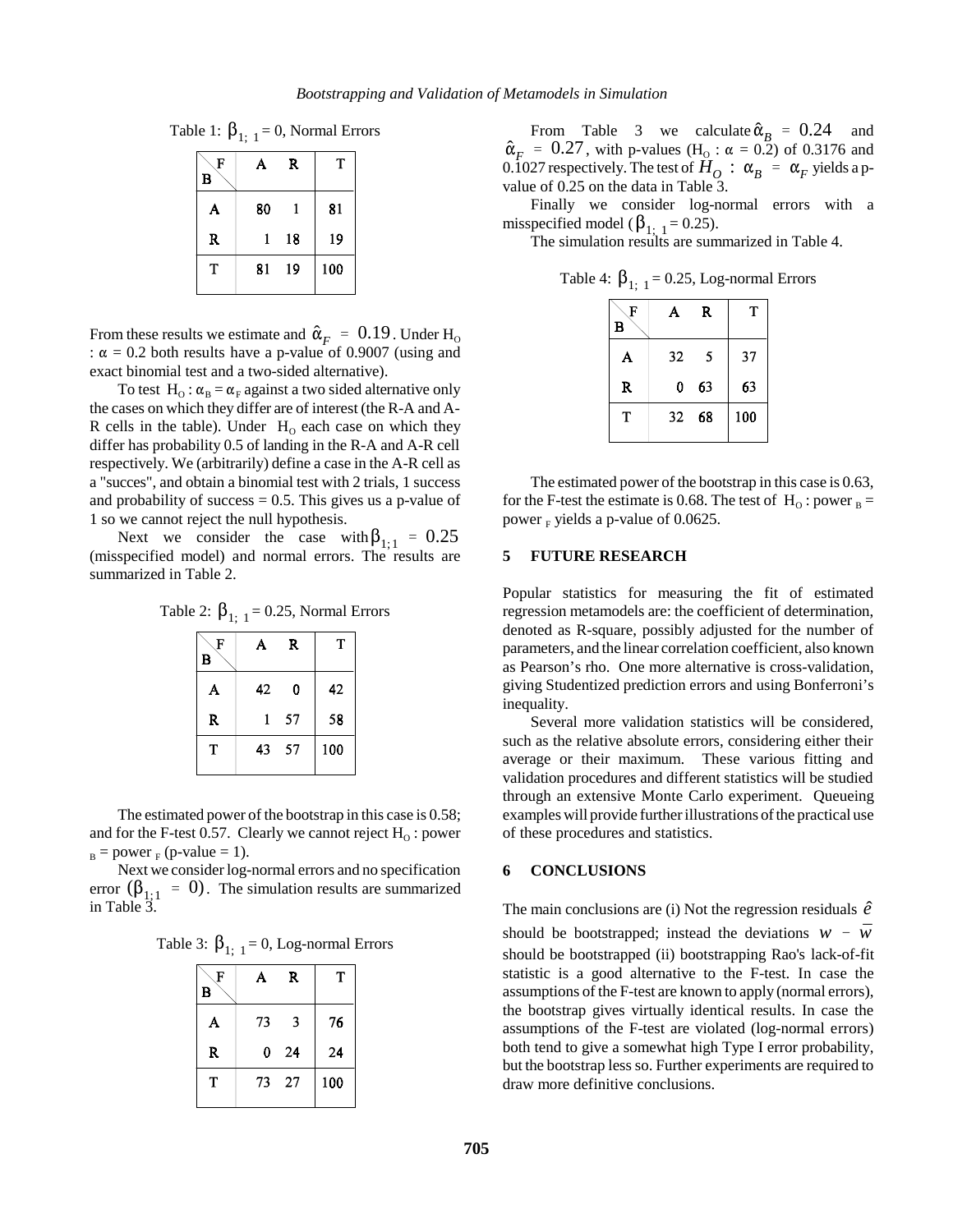Table 1: $\beta_{1;1} = 0$, Normal Errors

| B \ F | A | R | T |
|---|---|---|---|
| A | 80 | 1 | 81 |
| R | 1 | 18 | 19 |
| T | 81 | 19 | 100 |

From these results we estimate and $\hat{\alpha}_F = 0.19$. Under $H_O$ : $\alpha = 0.2$ both results have a p-value of 0.9007 (using and exact binomial test and a two-sided alternative).

To test $H_O : \alpha_B = \alpha_F$ against a two sided alternative only the cases on which they differ are of interest (the R-A and A-R cells in the table). Under $H_O$ each case on which they differ has probability 0.5 of landing in the R-A and A-R cell respectively. We (arbitrarily) define a case in the A-R cell as a "succes", and obtain a binomial test with 2 trials, 1 success and probability of success = 0.5. This gives us a p-value of 1 so we cannot reject the null hypothesis.

Next we consider the case with $\beta_{1;1} = 0.25$ (misspecified model) and normal errors. The results are summarized in Table 2.

Table 2: $\beta_{1;1} = 0.25$, Normal Errors

| B \ F | A | R | T |
|---|---|---|---|
| A | 42 | 0 | 42 |
| R | 1 | 57 | 58 |
| T | 43 | 57 | 100 |

The estimated power of the bootstrap in this case is 0.58; and for the F-test 0.57. Clearly we cannot reject $H_O$ : power $_B$ = power $_F$ (p-value = 1).

Next we consider log-normal errors and no specification error $(\beta_{1;1} = 0)$. The simulation results are summarized in Table 3.

Table 3: $\beta_{1;1} = 0$, Log-normal Errors

| B \ F | A | R | T |
|---|---|---|---|
| A | 73 | 3 | 76 |
| R | 0 | 24 | 24 |
| T | 73 | 27 | 100 |

From Table 3 we calculate $\hat{\alpha}_B = 0.24$ and $\hat{\alpha}_F = 0.27$, with p-values ($H_O$ : $\alpha = 0.2$) of 0.3176 and 0.1027 respectively. The test of $H_O : \alpha_B = \alpha_F$ yields a p-value of 0.25 on the data in Table 3.

Finally we consider log-normal errors with a misspecified model ($\beta_{1;1} = 0.25$).

The simulation results are summarized in Table 4.

Table 4: $\beta_{1;1} = 0.25$, Log-normal Errors

| B \ F | A | R | T |
|---|---|---|---|
| A | 32 | 5 | 37 |
| R | 0 | 63 | 63 |
| T | 32 | 68 | 100 |

The estimated power of the bootstrap in this case is 0.63, for the F-test the estimate is 0.68. The test of $H_O$ : power $_B$ = power $_F$ yields a p-value of 0.0625.

## 5 FUTURE RESEARCH

Popular statistics for measuring the fit of estimated regression metamodels are: the coefficient of determination, denoted as R-square, possibly adjusted for the number of parameters, and the linear correlation coefficient, also known as Pearson's rho. One more alternative is cross-validation, giving Studentized prediction errors and using Bonferroni's inequality.

Several more validation statistics will be considered, such as the relative absolute errors, considering either their average or their maximum. These various fitting and validation procedures and different statistics will be studied through an extensive Monte Carlo experiment. Queueing examples will provide further illustrations of the practical use of these procedures and statistics.

## 6 CONCLUSIONS

The main conclusions are (i) Not the regression residuals $\hat{e}$ should be bootstrapped; instead the deviations $w - \bar{w}$ should be bootstrapped (ii) bootstrapping Rao's lack-of-fit statistic is a good alternative to the F-test. In case the assumptions of the F-test are known to apply (normal errors), the bootstrap gives virtually identical results. In case the assumptions of the F-test are violated (log-normal errors) both tend to give a somewhat high Type I error probability, but the bootstrap less so. Further experiments are required to draw more definitive conclusions.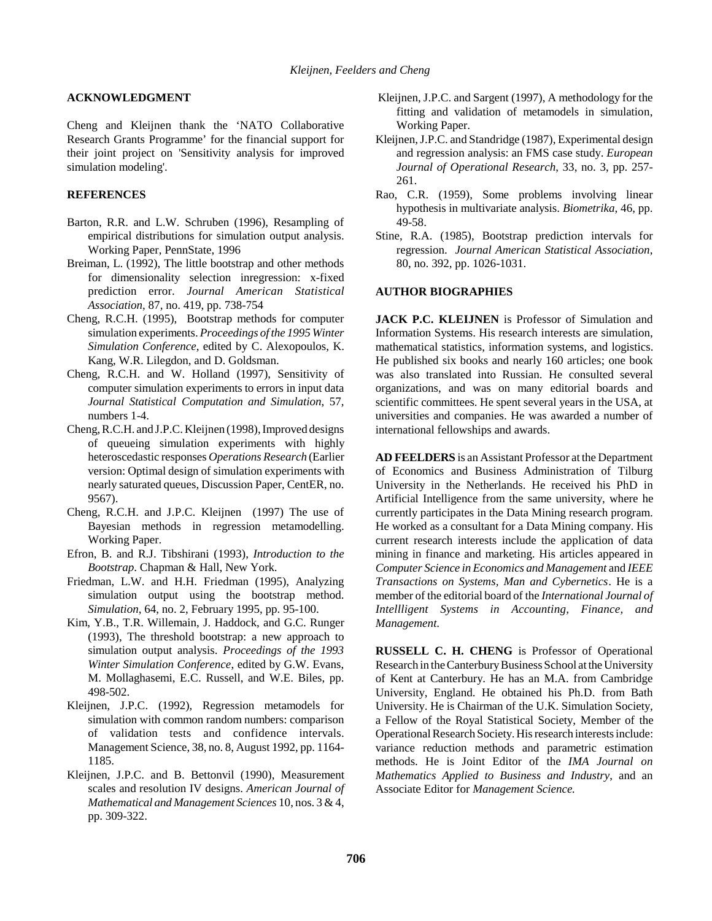## ACKNOWLEDGMENT

Cheng and Kleijnen thank the 'NATO Collaborative Research Grants Programme' for the financial support for their joint project on 'Sensitivity analysis for improved simulation modeling'.

## REFERENCES

Barton, R.R. and L.W. Schruben (1996), Resampling of empirical distributions for simulation output analysis. Working Paper, PennState, 1996

Breiman, L. (1992), The little bootstrap and other methods for dimensionality selection inregression: x-fixed prediction error. *Journal American Statistical Association*, 87, no. 419, pp. 738-754

Cheng, R.C.H. (1995), Bootstrap methods for computer simulation experiments. *Proceedings of the 1995 Winter Simulation Conference*, edited by C. Alexopoulos, K. Kang, W.R. Lilegdon, and D. Goldsman.

Cheng, R.C.H. and W. Holland (1997), Sensitivity of computer simulation experiments to errors in input data *Journal Statistical Computation and Simulation*, 57, numbers 1-4.

Cheng, R.C.H. and J.P.C. Kleijnen (1998), Improved designs of queueing simulation experiments with highly heteroscedastic responses *Operations Research* (Earlier version: Optimal design of simulation experiments with nearly saturated queues, Discussion Paper, CentER, no. 9567).

Cheng, R.C.H. and J.P.C. Kleijnen (1997) The use of Bayesian methods in regression metamodelling. Working Paper.

Efron, B. and R.J. Tibshirani (1993), *Introduction to the Bootstrap*. Chapman & Hall, New York.

Friedman, L.W. and H.H. Friedman (1995), Analyzing simulation output using the bootstrap method. *Simulation*, 64, no. 2, February 1995, pp. 95-100.

Kim, Y.B., T.R. Willemain, J. Haddock, and G.C. Runger (1993), The threshold bootstrap: a new approach to simulation output analysis. *Proceedings of the 1993 Winter Simulation Conference*, edited by G.W. Evans, M. Mollaghasemi, E.C. Russell, and W.E. Biles, pp. 498-502.

Kleijnen, J.P.C. (1992), Regression metamodels for simulation with common random numbers: comparison of validation tests and confidence intervals. Management Science, 38, no. 8, August 1992, pp. 1164-1185.

Kleijnen, J.P.C. and B. Bettonvil (1990), Measurement scales and resolution IV designs. *American Journal of Mathematical and Management Sciences* 10, nos. 3 & 4, pp. 309-322.

Kleijnen, J.P.C. and Sargent (1997), A methodology for the fitting and validation of metamodels in simulation, Working Paper.

Kleijnen, J.P.C. and Standridge (1987), Experimental design and regression analysis: an FMS case study. *European Journal of Operational Research*, 33, no. 3, pp. 257-261.

Rao, C.R. (1959), Some problems involving linear hypothesis in multivariate analysis. *Biometrika*, 46, pp. 49-58.

Stine, R.A. (1985), Bootstrap prediction intervals for regression. *Journal American Statistical Association*, 80, no. 392, pp. 1026-1031.

## AUTHOR BIOGRAPHIES

**JACK P.C. KLEIJNEN** is Professor of Simulation and Information Systems. His research interests are simulation, mathematical statistics, information systems, and logistics. He published six books and nearly 160 articles; one book was also translated into Russian. He consulted several organizations, and was on many editorial boards and scientific committees. He spent several years in the USA, at universities and companies. He was awarded a number of international fellowships and awards.

**AD FEELDERS** is an Assistant Professor at the Department of Economics and Business Administration of Tilburg University in the Netherlands. He received his PhD in Artificial Intelligence from the same university, where he currently participates in the Data Mining research program. He worked as a consultant for a Data Mining company. His current research interests include the application of data mining in finance and marketing. His articles appeared in *Computer Science in Economics and Management* and *IEEE Transactions on Systems, Man and Cybernetics*. He is a member of the editorial board of the *International Journal of Intellligent Systems in Accounting, Finance, and Management.*

**RUSSELL C. H. CHENG** is Professor of Operational Research in the Canterbury Business School at the University of Kent at Canterbury. He has an M.A. from Cambridge University, England. He obtained his Ph.D. from Bath University. He is Chairman of the U.K. Simulation Society, a Fellow of the Royal Statistical Society, Member of the Operational Research Society. His research interests include: variance reduction methods and parametric estimation methods. He is Joint Editor of the *IMA Journal on Mathematics Applied to Business and Industry*, and an Associate Editor for *Management Science.*